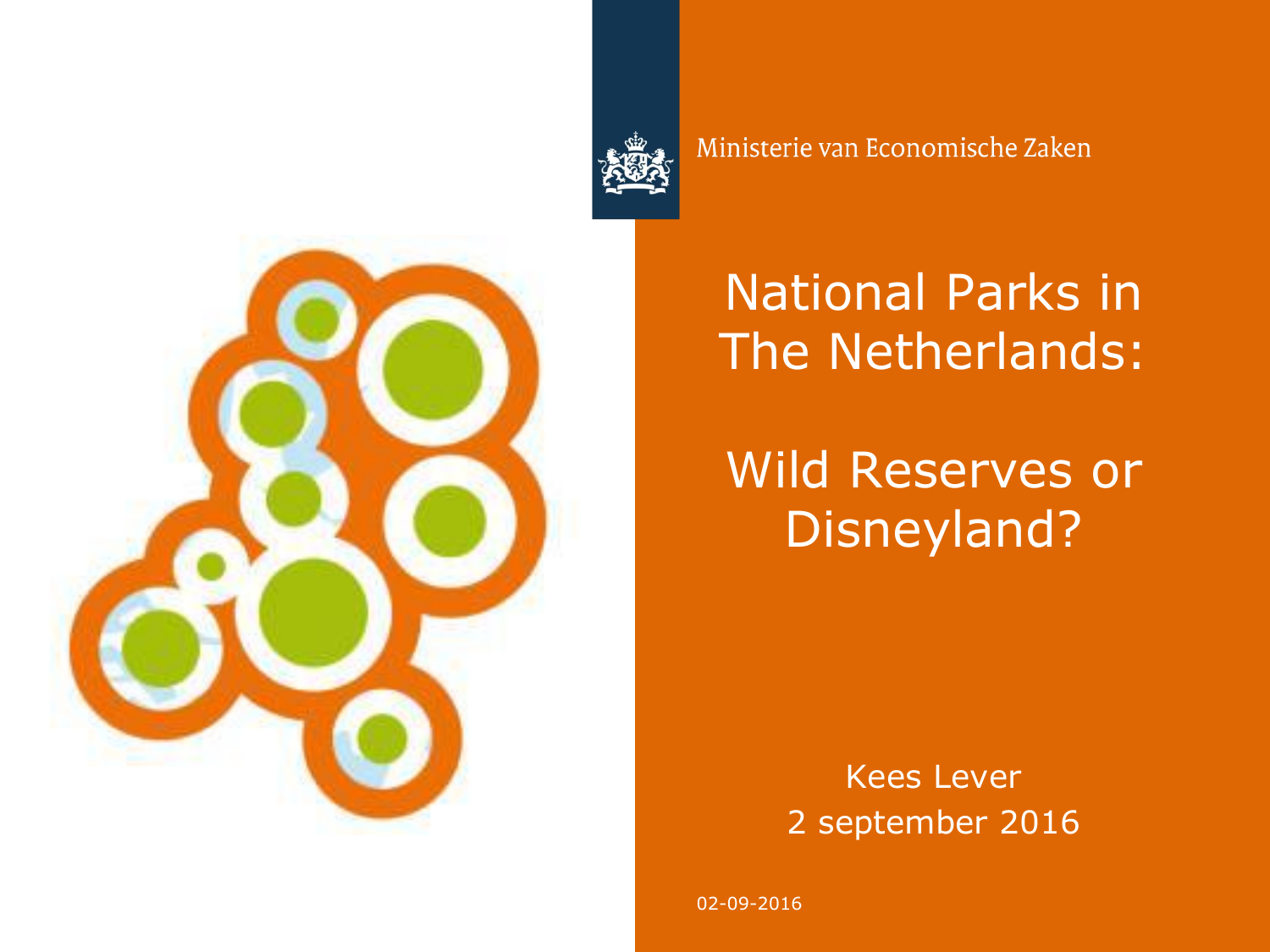Ministerie van Economische Zaken

# National Parks in The Netherlands:

# Wild Reserves or Disneyland?

Kees Lever
2 september 2016

02-09-2016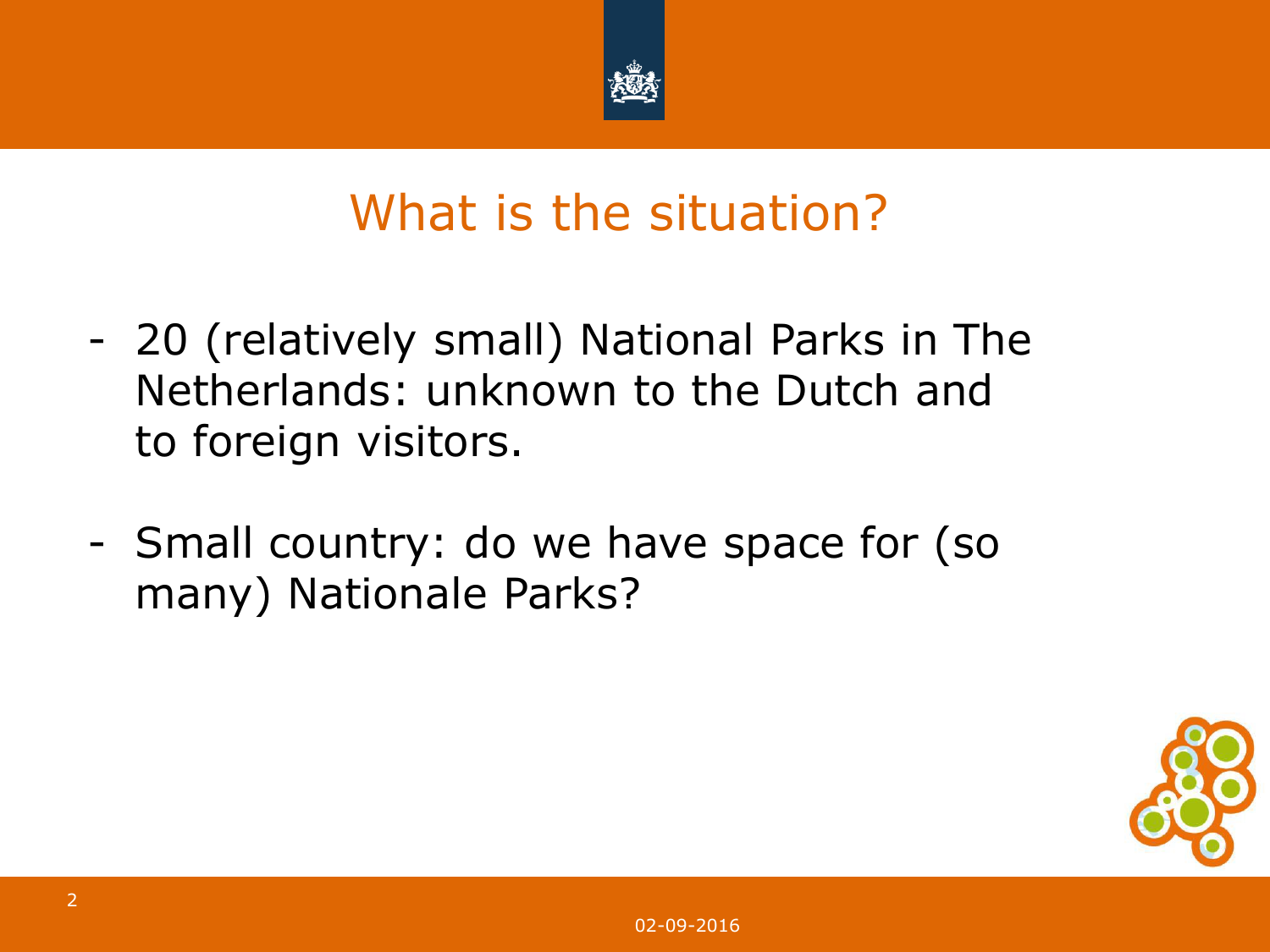# What is the situation?

- 20 (relatively small) National Parks in The Netherlands: unknown to the Dutch and to foreign visitors.

- Small country: do we have space for (so many) Nationale Parks?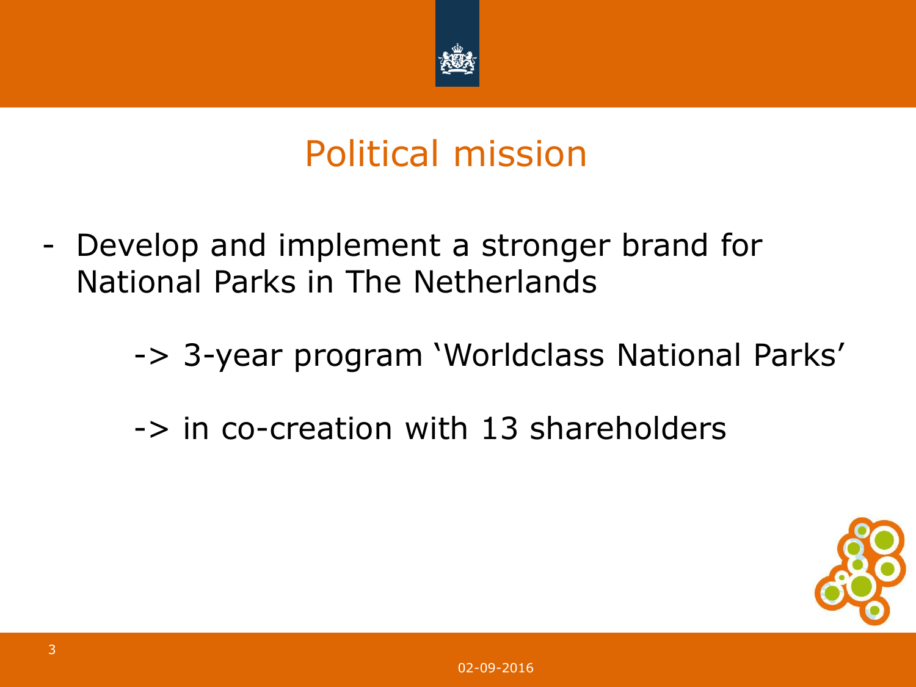# Political mission

- Develop and implement a stronger brand for National Parks in The Netherlands

    -> 3-year program 'Worldclass National Parks'

    -> in co-creation with 13 shareholders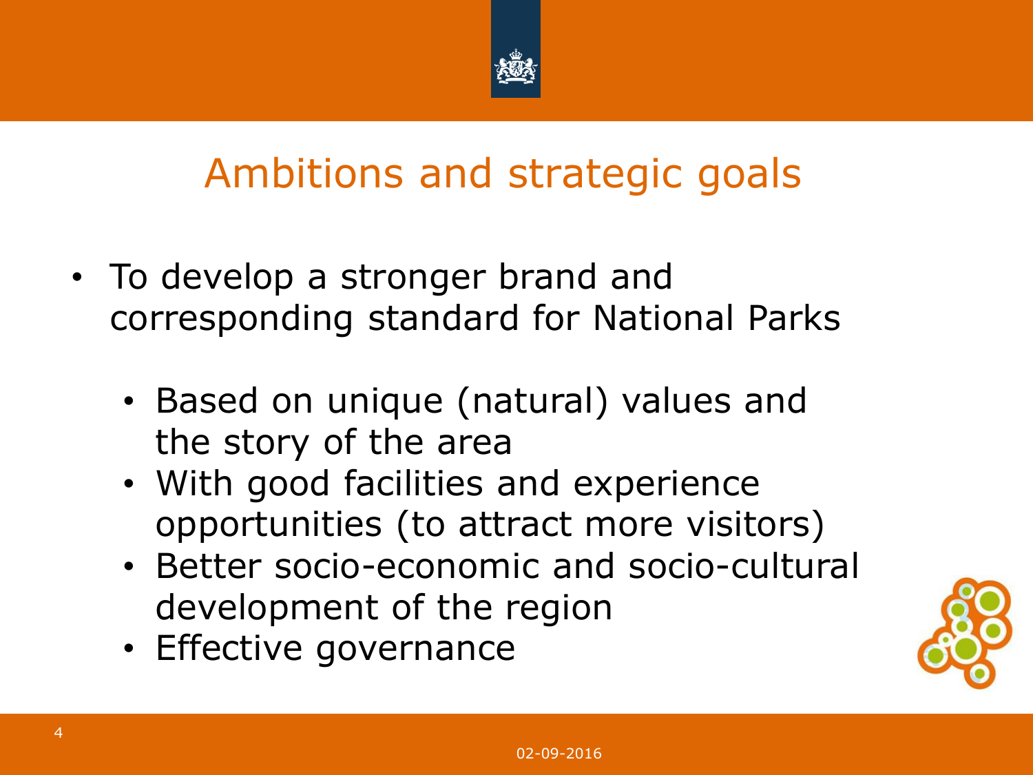# Ambitions and strategic goals

- To develop a stronger brand and corresponding standard for National Parks
  - Based on unique (natural) values and the story of the area
  - With good facilities and experience opportunities (to attract more visitors)
  - Better socio-economic and socio-cultural development of the region
  - Effective governance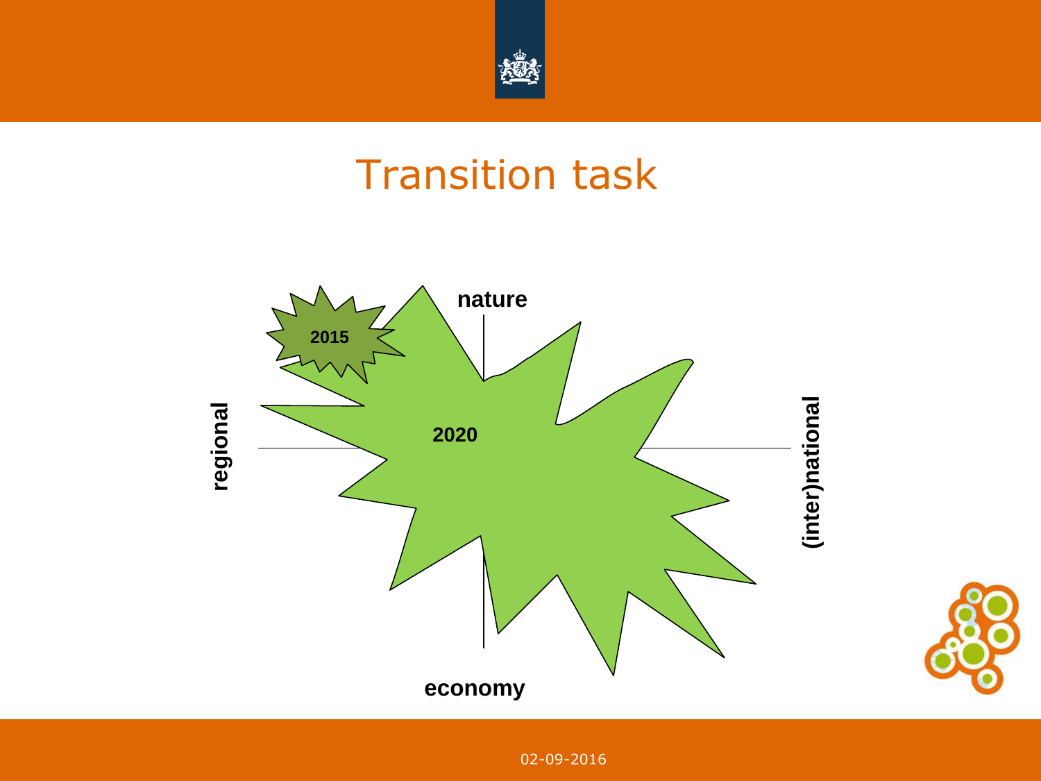# Transition task

nature

regional

2015

2020

(inter)national

economy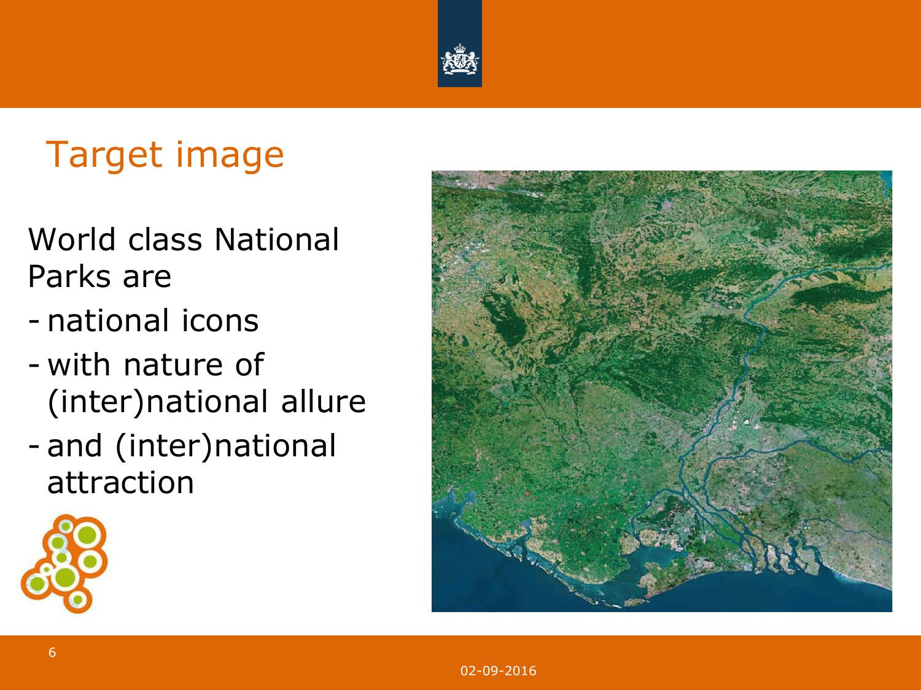# Target image

World class National Parks are

- national icons
- with nature of (inter)national allure
- and (inter)national attraction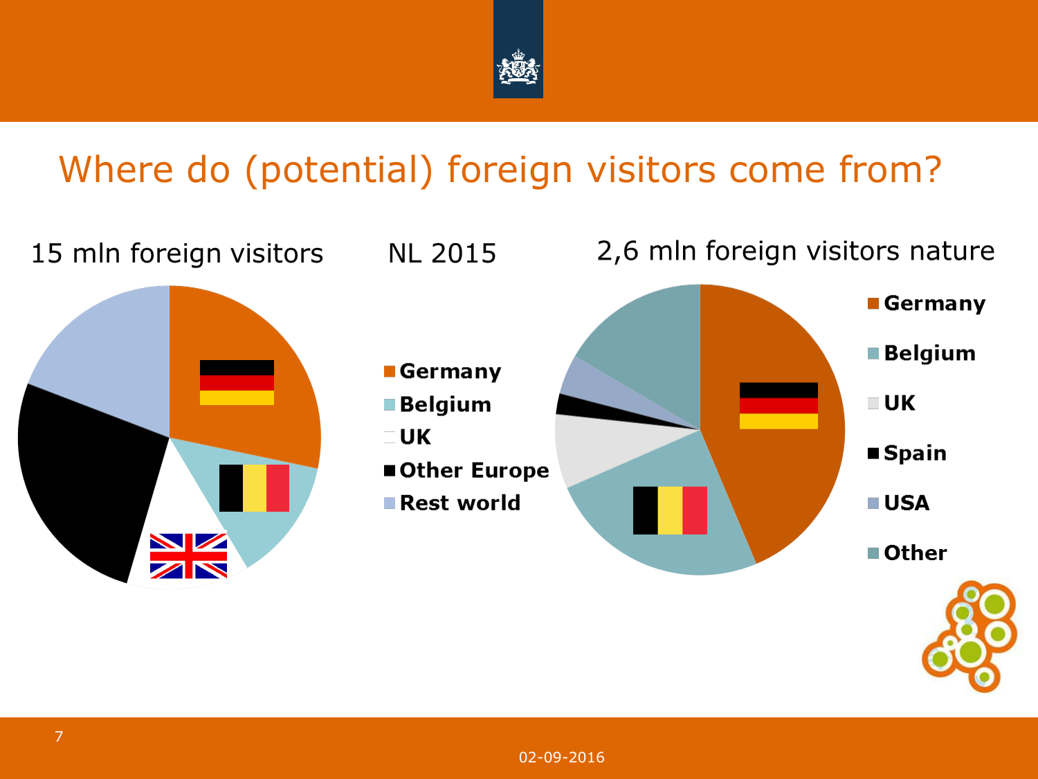# Where do (potential) foreign visitors come from?

NL 2015

**15 mln foreign visitors**

- **Germany**
- **Belgium**
- **UK**
- **Other Europe**
- **Rest world**

**2,6 mln foreign visitors nature**

- **Germany**
- **Belgium**
- **UK**
- **Spain**
- **USA**
- **Other**

02-09-2016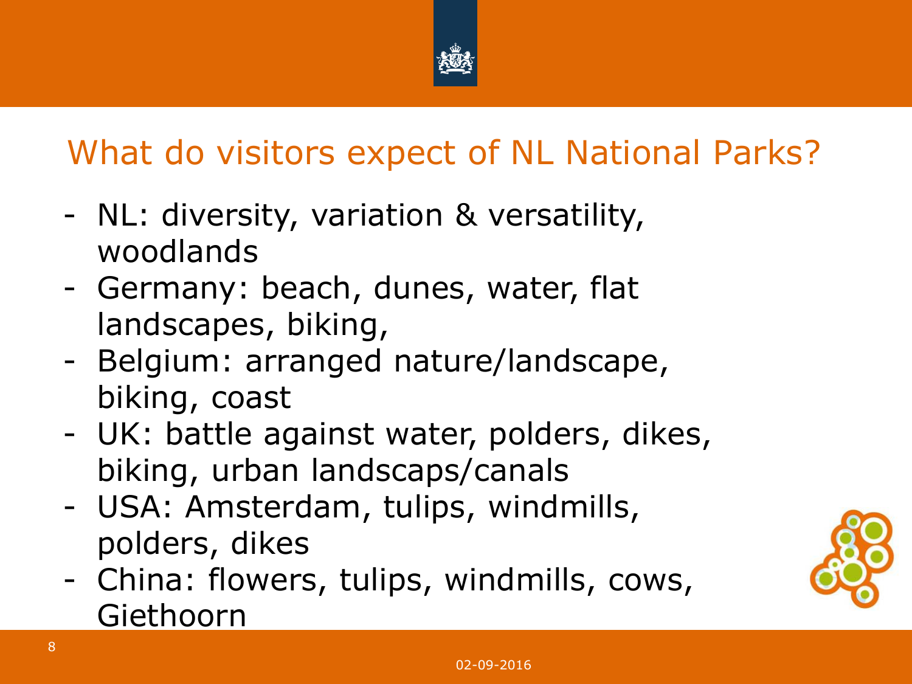# What do visitors expect of NL National Parks?

- NL: diversity, variation & versatility, woodlands
- Germany: beach, dunes, water, flat landscapes, biking,
- Belgium: arranged nature/landscape, biking, coast
- UK: battle against water, polders, dikes, biking, urban landscaps/canals
- USA: Amsterdam, tulips, windmills, polders, dikes
- China: flowers, tulips, windmills, cows, Giethoorn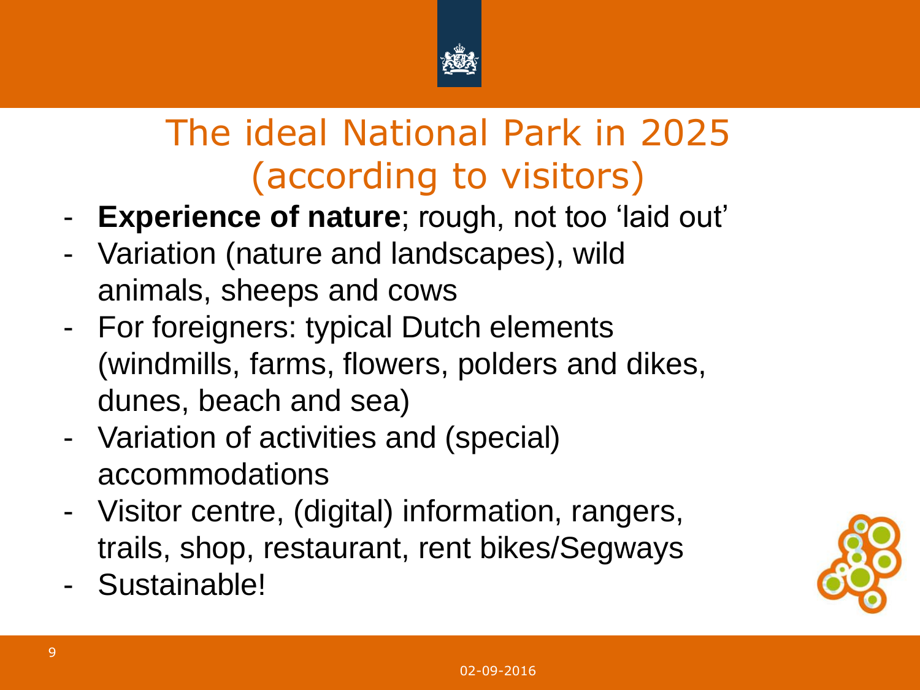# The ideal National Park in 2025 (according to visitors)

- **Experience of nature**; rough, not too 'laid out'
- Variation (nature and landscapes), wild animals, sheeps and cows
- For foreigners: typical Dutch elements (windmills, farms, flowers, polders and dikes, dunes, beach and sea)
- Variation of activities and (special) accommodations
- Visitor centre, (digital) information, rangers, trails, shop, restaurant, rent bikes/Segways
- Sustainable!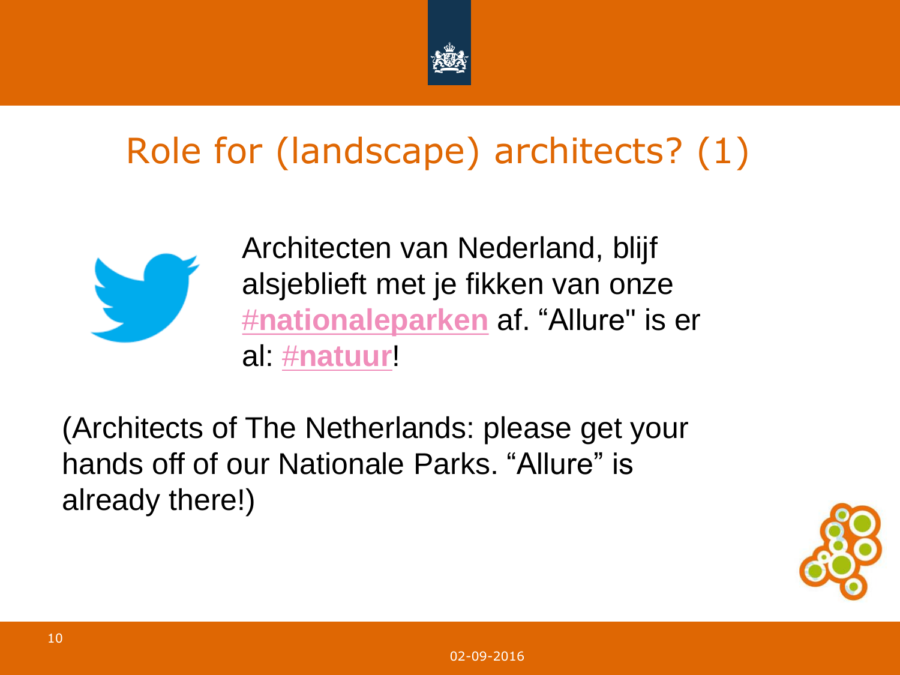# Role for (landscape) architects? (1)

Architecten van Nederland, blijf alsjeblieft met je fikken van onze **#nationaleparken** af. “Allure" is er al: **#natuur**!

(Architects of The Netherlands: please get your hands off of our Nationale Parks. “Allure” is already there!)

02-09-2016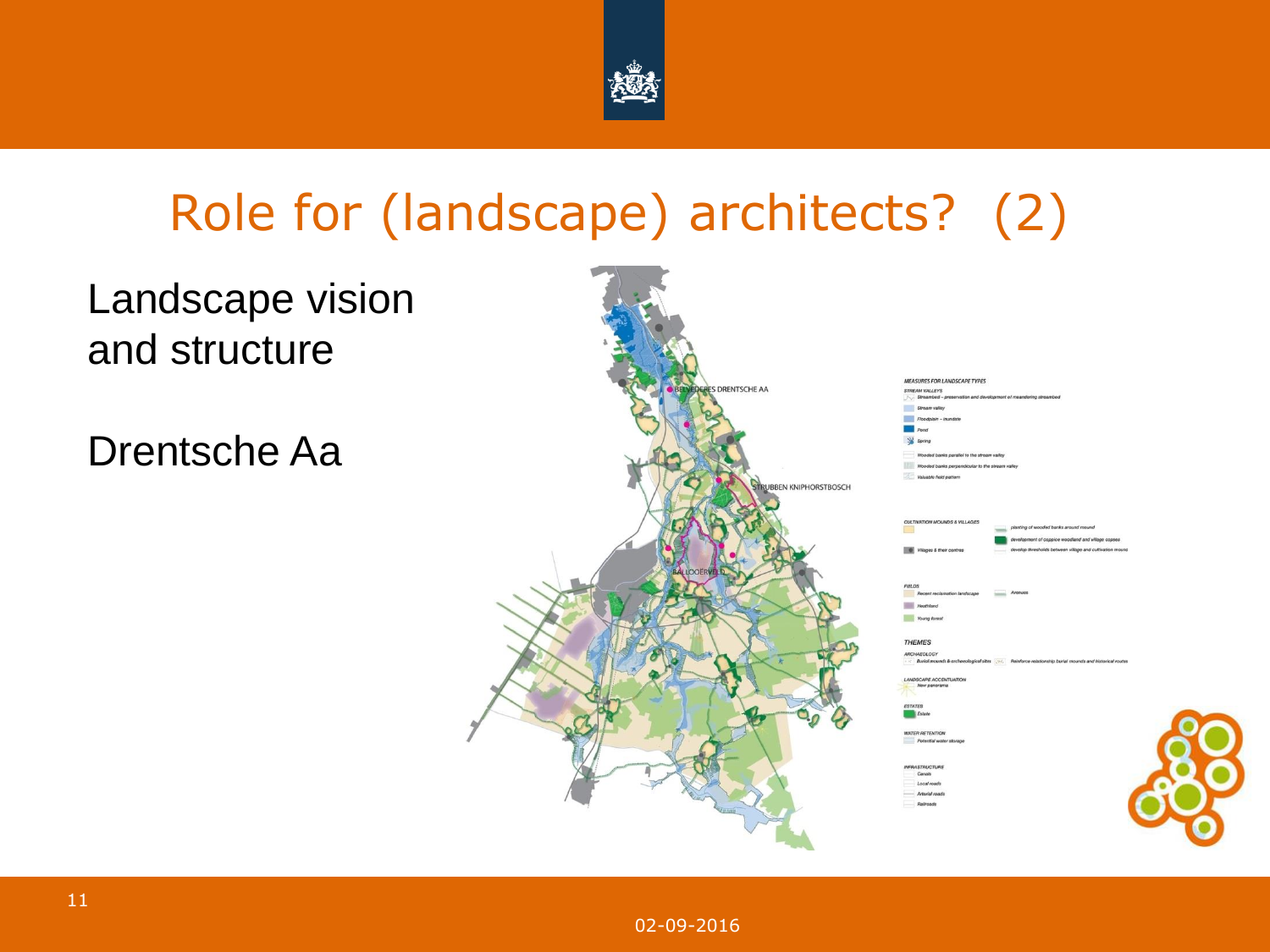# Role for (landscape) architects? (2)

Landscape vision and structure

Drentsche Aa

BELVEDERES DRENTSCHE AA

STRUBBEN KNIPHORSTBOSCH

BALLOOERVELD

MEASURES FOR LANDSCAPE TYPES

STREAM VALLEYS

- Streambed – preservation and development of meandering streambed
- Stream valley
- Floodplain – inundate
- Pond
- Spring
- Wooded banks parallel to the stream valley
- Wooded banks perpendicular to the stream valley
- Valuable field pattern

CULTIVATION MOUNDS & VILLAGES

- planting of wooded banks around mound
- development of coppice woodland and village copses
- Villages & their centres
- develop thresholds between village and cultivation mound

FIELDS

- Recent reclamation landscape
- Avenues
- Heathland
- Young forest

THEMES

ARCHAEOLOGY

- Burial mounds & archaeological sites
- Reinforce relationship burial mounds and historical routes

LANDSCAPE ACCENTUATION

- New panorama

ESTATES

- Estate

WATER RETENTION

- Potential water storage

INFRASTRUCTURE

- Canals
- Local roads
- Arterial roads
- Railroads

02-09-2016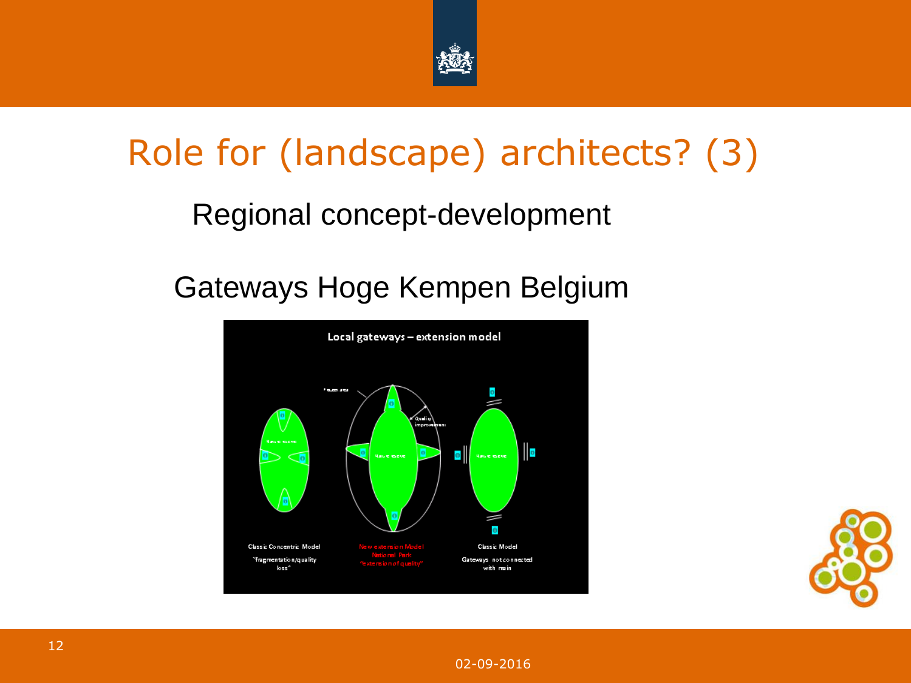# Role for (landscape) architects? (3)

Regional concept-development

Gateways Hoge Kempen Belgium

Local gateways – extension model

Classic Concentric Model
"fragmentation/quality loss"

New extension Model
National Park
"extension of quality"

Classic Model
Gateways not connected with main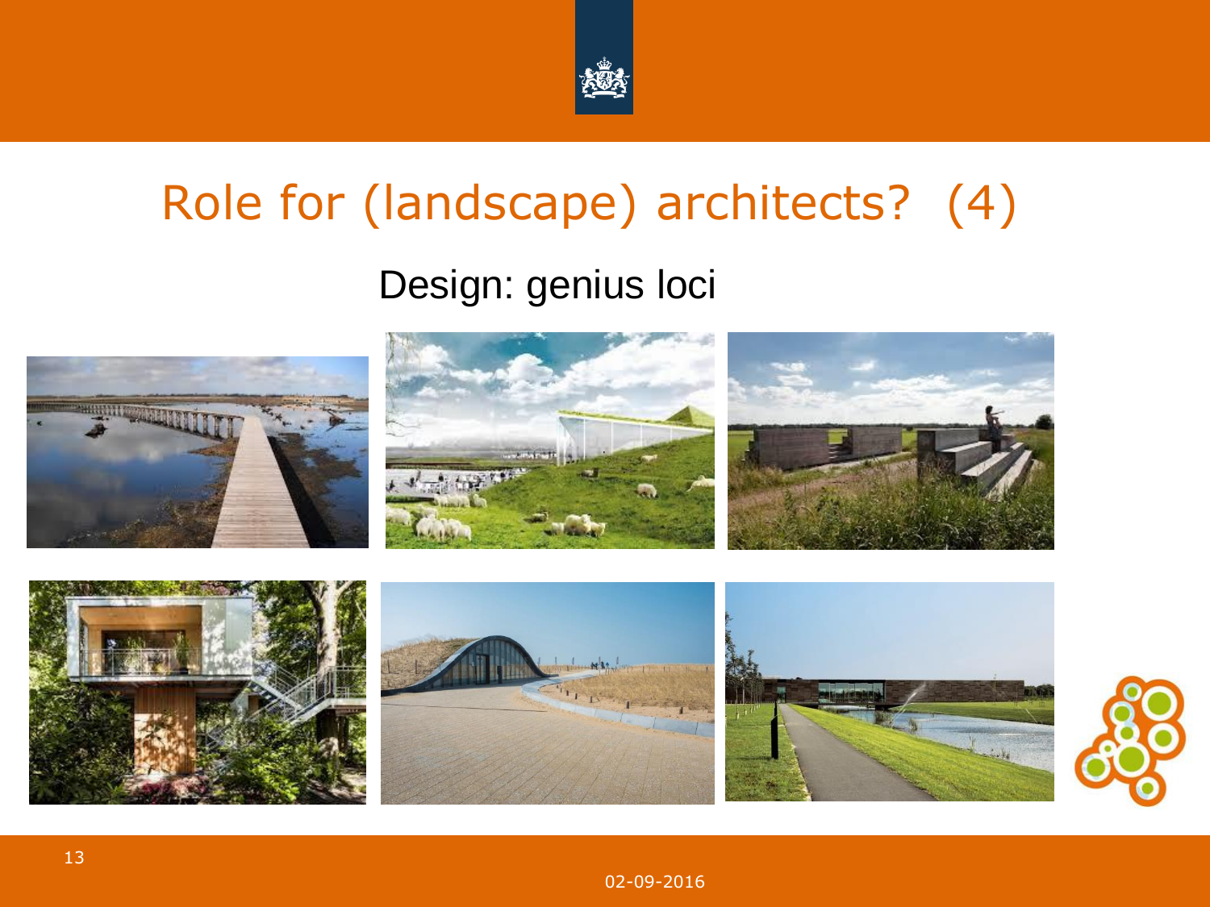# Role for (landscape) architects? (4)

Design: genius loci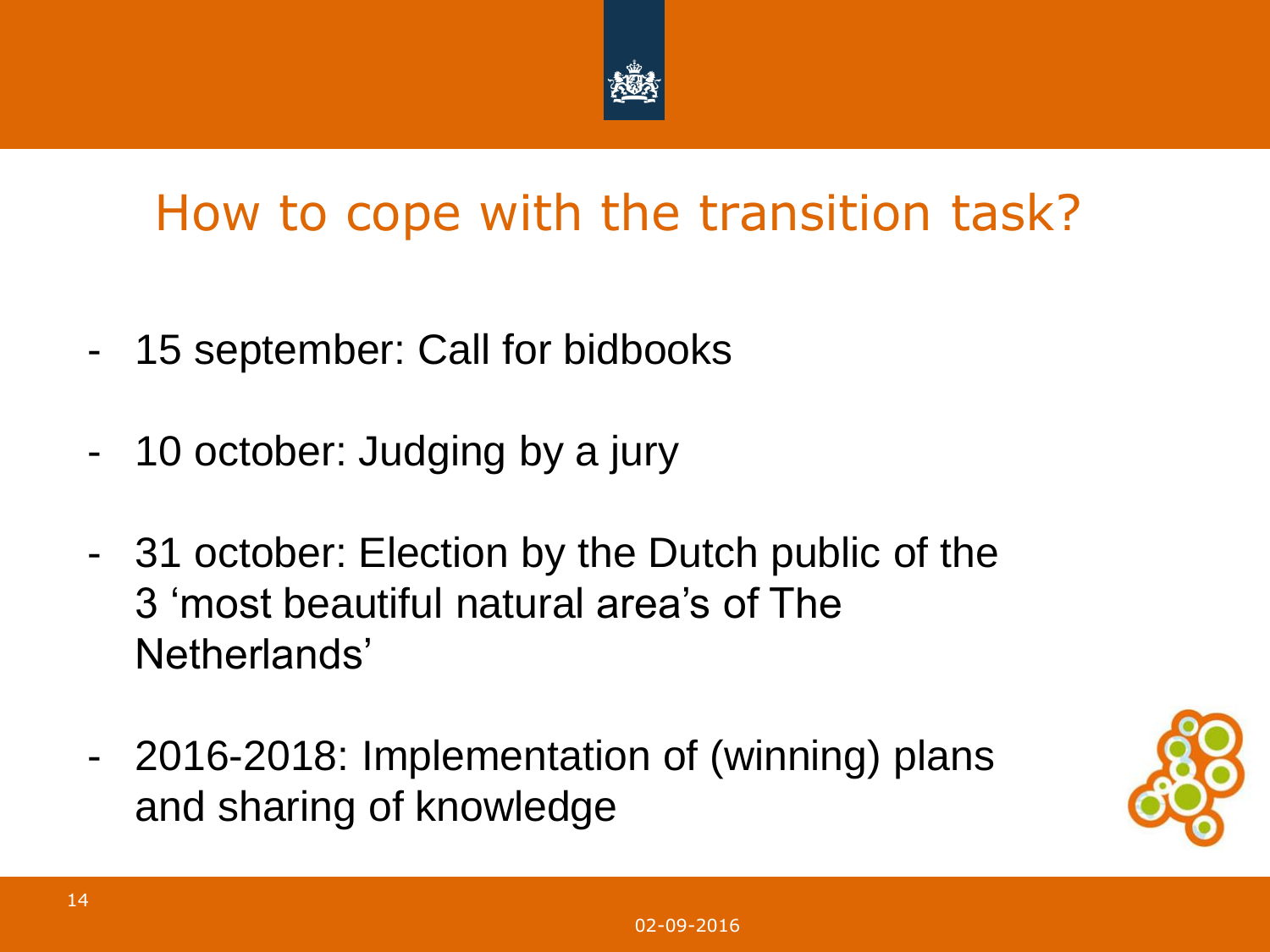# How to cope with the transition task?

- 15 september: Call for bidbooks
- 10 october: Judging by a jury
- 31 october: Election by the Dutch public of the 3 'most beautiful natural area's of The Netherlands'
- 2016-2018: Implementation of (winning) plans and sharing of knowledge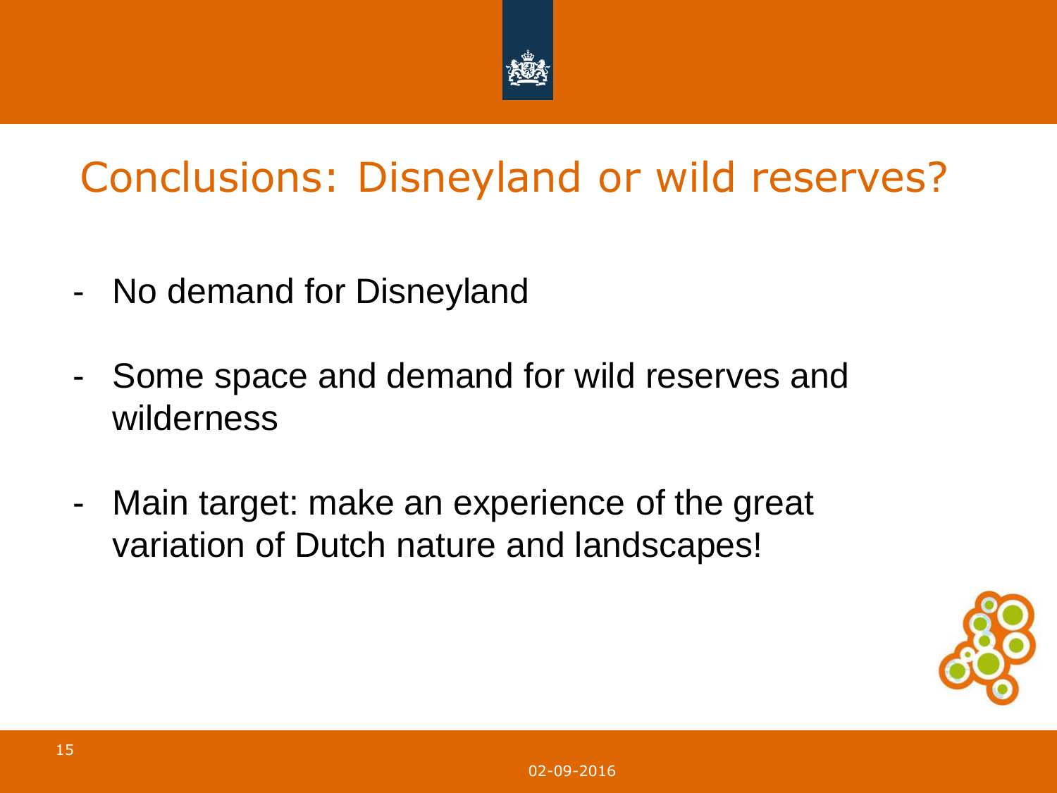# Conclusions: Disneyland or wild reserves?

- No demand for Disneyland
- Some space and demand for wild reserves and wilderness
- Main target: make an experience of the great variation of Dutch nature and landscapes!